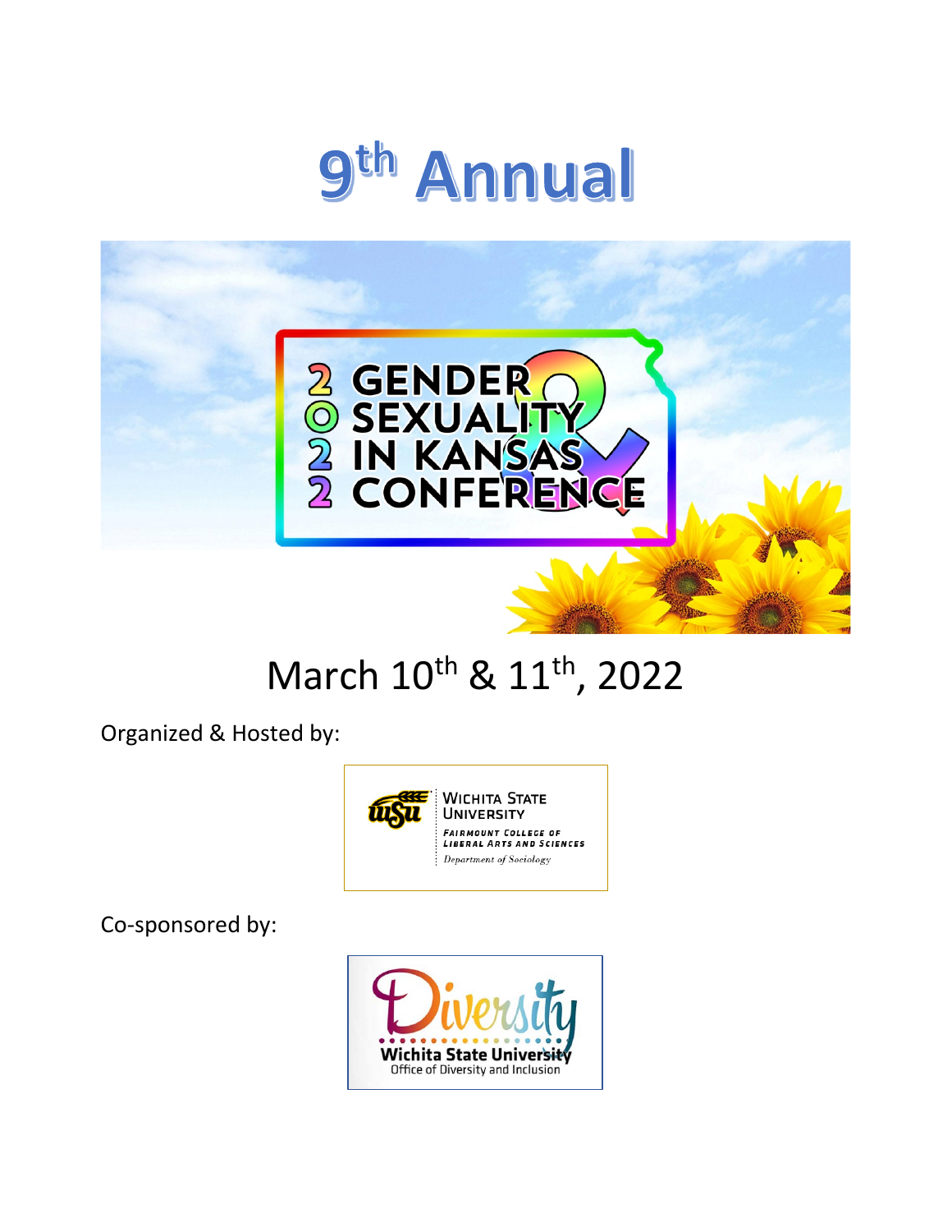# 9th Annual

2022 GENDER & SEXUALITY IN KANSAS CONFERENCE

## March 10th & 11th, 2022

Organized & Hosted by:

Wichita State University
Fairmount College of Liberal Arts and Sciences
Department of Sociology

Co-sponsored by:

Diversity
Wichita State University
Office of Diversity and Inclusion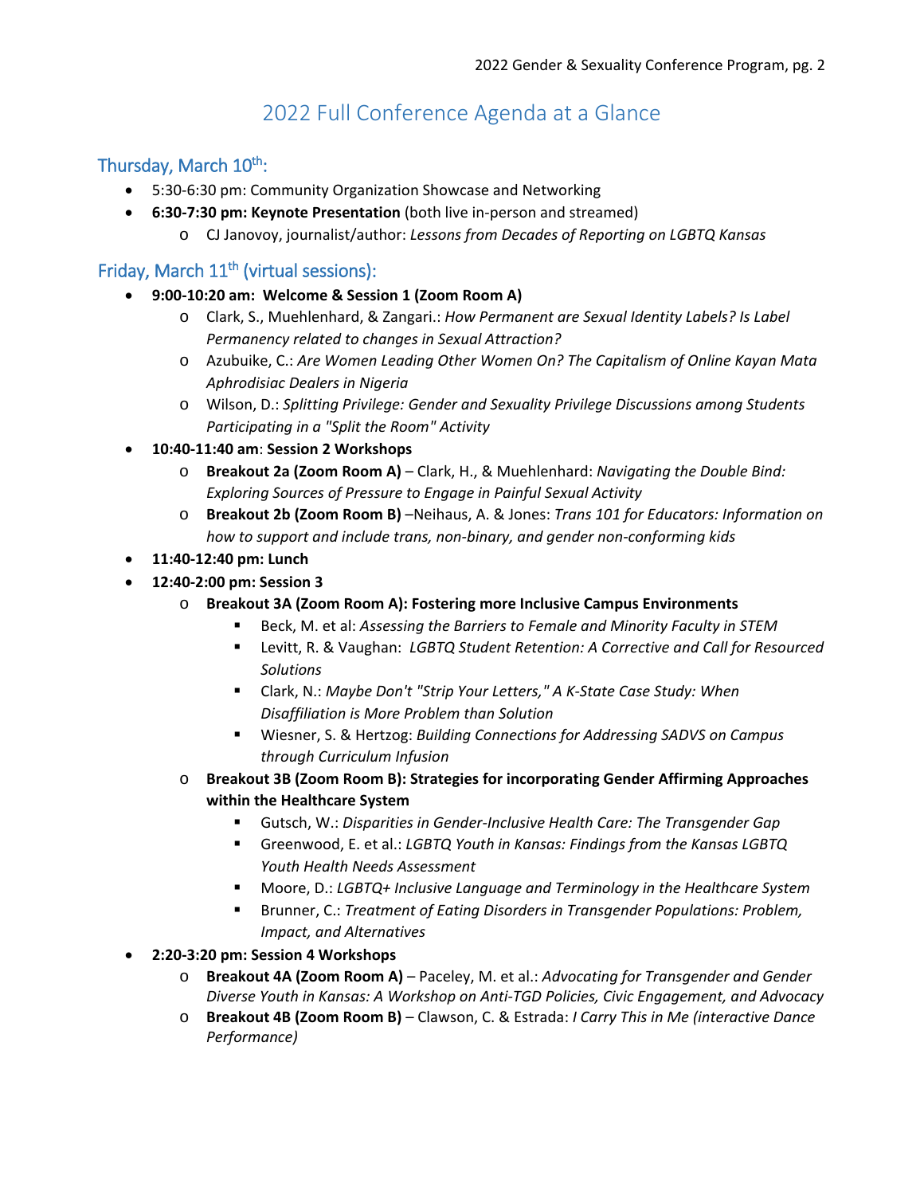# 2022 Full Conference Agenda at a Glance

## Thursday, March 10th:

- 5:30-6:30 pm: Community Organization Showcase and Networking
- **6:30-7:30 pm: Keynote Presentation** (both live in-person and streamed)
    - CJ Janovoy, journalist/author: *Lessons from Decades of Reporting on LGBTQ Kansas*

## Friday, March 11th (virtual sessions):

- **9:00-10:20 am: Welcome & Session 1 (Zoom Room A)**
    - Clark, S., Muehlenhard, & Zangari.: *How Permanent are Sexual Identity Labels? Is Label Permanency related to changes in Sexual Attraction?*
    - Azubuike, C.: *Are Women Leading Other Women On? The Capitalism of Online Kayan Mata Aphrodisiac Dealers in Nigeria*
    - Wilson, D.: *Splitting Privilege: Gender and Sexuality Privilege Discussions among Students Participating in a "Split the Room" Activity*
- **10:40-11:40 am**: **Session 2 Workshops**
    - **Breakout 2a (Zoom Room A)** – Clark, H., & Muehlenhard: *Navigating the Double Bind: Exploring Sources of Pressure to Engage in Painful Sexual Activity*
    - **Breakout 2b (Zoom Room B)** –Neihaus, A. & Jones: *Trans 101 for Educators: Information on how to support and include trans, non-binary, and gender non-conforming kids*
- **11:40-12:40 pm: Lunch**
- **12:40-2:00 pm: Session 3**
    - **Breakout 3A (Zoom Room A): Fostering more Inclusive Campus Environments**
        - Beck, M. et al: *Assessing the Barriers to Female and Minority Faculty in STEM*
        - Levitt, R. & Vaughan: *LGBTQ Student Retention: A Corrective and Call for Resourced Solutions*
        - Clark, N.: *Maybe Don't "Strip Your Letters," A K-State Case Study: When Disaffiliation is More Problem than Solution*
        - Wiesner, S. & Hertzog: *Building Connections for Addressing SADVS on Campus through Curriculum Infusion*
    - **Breakout 3B (Zoom Room B): Strategies for incorporating Gender Affirming Approaches within the Healthcare System**
        - Gutsch, W.: *Disparities in Gender-Inclusive Health Care: The Transgender Gap*
        - Greenwood, E. et al.: *LGBTQ Youth in Kansas: Findings from the Kansas LGBTQ Youth Health Needs Assessment*
        - Moore, D.: *LGBTQ+ Inclusive Language and Terminology in the Healthcare System*
        - Brunner, C.: *Treatment of Eating Disorders in Transgender Populations: Problem, Impact, and Alternatives*
- **2:20-3:20 pm: Session 4 Workshops**
    - **Breakout 4A (Zoom Room A)** – Paceley, M. et al.: *Advocating for Transgender and Gender Diverse Youth in Kansas: A Workshop on Anti-TGD Policies, Civic Engagement, and Advocacy*
    - **Breakout 4B (Zoom Room B)** – Clawson, C. & Estrada: *I Carry This in Me (interactive Dance Performance)*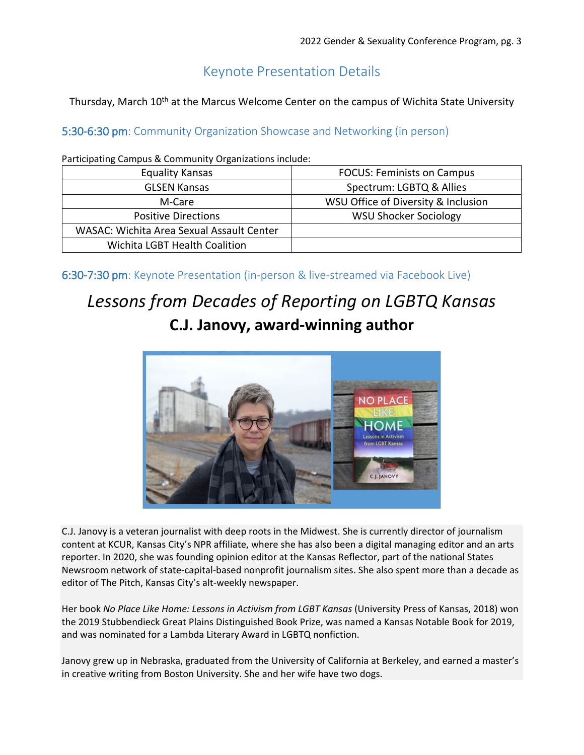## Keynote Presentation Details

Thursday, March 10th at the Marcus Welcome Center on the campus of Wichita State University

### 5:30-6:30 pm: Community Organization Showcase and Networking (in person)

Participating Campus & Community Organizations include:

| | |
|---|---|
| Equality Kansas | FOCUS: Feminists on Campus |
| GLSEN Kansas | Spectrum: LGBTQ & Allies |
| M-Care | WSU Office of Diversity & Inclusion |
| Positive Directions | WSU Shocker Sociology |
| WASAC: Wichita Area Sexual Assault Center | |
| Wichita LGBT Health Coalition | |

### 6:30-7:30 pm: Keynote Presentation (in-person & live-streamed via Facebook Live)

# *Lessons from Decades of Reporting on LGBTQ Kansas*

## C.J. Janovy, award-winning author

C.J. Janovy is a veteran journalist with deep roots in the Midwest. She is currently director of journalism content at KCUR, Kansas City's NPR affiliate, where she has also been a digital managing editor and an arts reporter. In 2020, she was founding opinion editor at the Kansas Reflector, part of the national States Newsroom network of state-capital-based nonprofit journalism sites. She also spent more than a decade as editor of The Pitch, Kansas City's alt-weekly newspaper.

Her book *No Place Like Home: Lessons in Activism from LGBT Kansas* (University Press of Kansas, 2018) won the 2019 Stubbendieck Great Plains Distinguished Book Prize, was named a Kansas Notable Book for 2019, and was nominated for a Lambda Literary Award in LGBTQ nonfiction.

Janovy grew up in Nebraska, graduated from the University of California at Berkeley, and earned a master's in creative writing from Boston University. She and her wife have two dogs.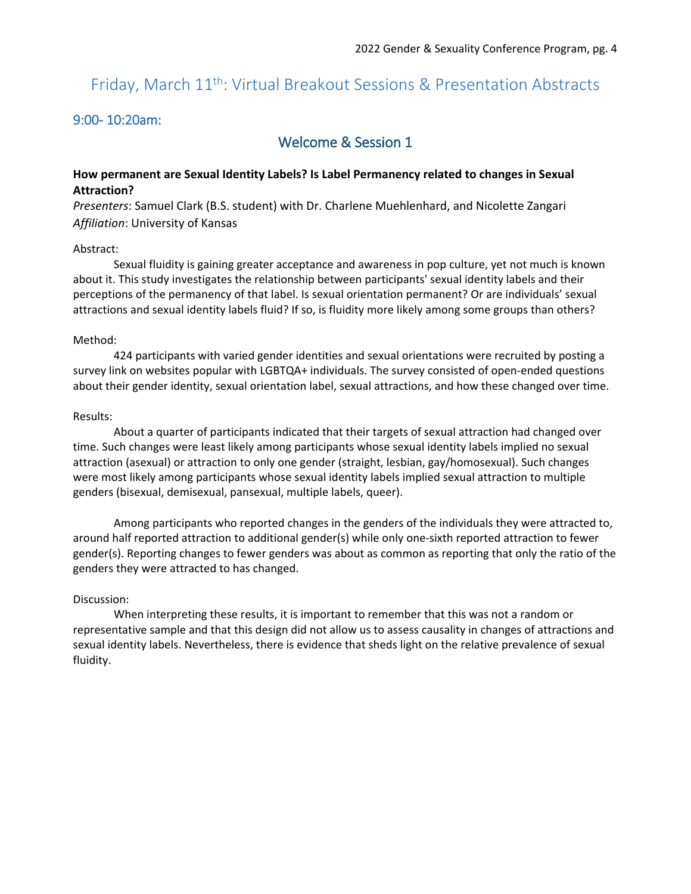# Friday, March 11th: Virtual Breakout Sessions & Presentation Abstracts

## 9:00- 10:20am:

### Welcome & Session 1

**How permanent are Sexual Identity Labels? Is Label Permanency related to changes in Sexual Attraction?**

*Presenters*: Samuel Clark (B.S. student) with Dr. Charlene Muehlenhard, and Nicolette Zangari
*Affiliation*: University of Kansas

Abstract:

Sexual fluidity is gaining greater acceptance and awareness in pop culture, yet not much is known about it. This study investigates the relationship between participants' sexual identity labels and their perceptions of the permanency of that label. Is sexual orientation permanent? Or are individuals' sexual attractions and sexual identity labels fluid? If so, is fluidity more likely among some groups than others?

Method:

424 participants with varied gender identities and sexual orientations were recruited by posting a survey link on websites popular with LGBTQA+ individuals. The survey consisted of open-ended questions about their gender identity, sexual orientation label, sexual attractions, and how these changed over time.

Results:

About a quarter of participants indicated that their targets of sexual attraction had changed over time. Such changes were least likely among participants whose sexual identity labels implied no sexual attraction (asexual) or attraction to only one gender (straight, lesbian, gay/homosexual). Such changes were most likely among participants whose sexual identity labels implied sexual attraction to multiple genders (bisexual, demisexual, pansexual, multiple labels, queer).

Among participants who reported changes in the genders of the individuals they were attracted to, around half reported attraction to additional gender(s) while only one-sixth reported attraction to fewer gender(s). Reporting changes to fewer genders was about as common as reporting that only the ratio of the genders they were attracted to has changed.

Discussion:

When interpreting these results, it is important to remember that this was not a random or representative sample and that this design did not allow us to assess causality in changes of attractions and sexual identity labels. Nevertheless, there is evidence that sheds light on the relative prevalence of sexual fluidity.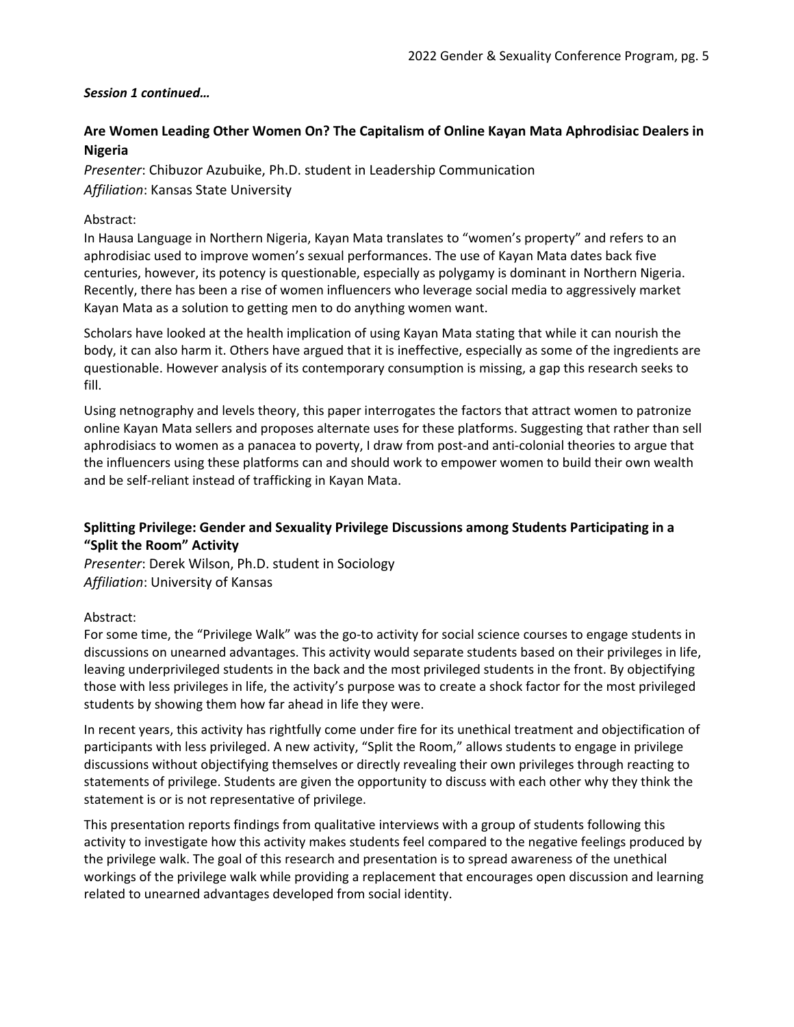***Session 1 continued…***

### Are Women Leading Other Women On? The Capitalism of Online Kayan Mata Aphrodisiac Dealers in Nigeria

*Presenter*: Chibuzor Azubuike, Ph.D. student in Leadership Communication
*Affiliation*: Kansas State University

Abstract:
In Hausa Language in Northern Nigeria, Kayan Mata translates to "women's property" and refers to an aphrodisiac used to improve women's sexual performances. The use of Kayan Mata dates back five centuries, however, its potency is questionable, especially as polygamy is dominant in Northern Nigeria. Recently, there has been a rise of women influencers who leverage social media to aggressively market Kayan Mata as a solution to getting men to do anything women want.

Scholars have looked at the health implication of using Kayan Mata stating that while it can nourish the body, it can also harm it. Others have argued that it is ineffective, especially as some of the ingredients are questionable. However analysis of its contemporary consumption is missing, a gap this research seeks to fill.

Using netnography and levels theory, this paper interrogates the factors that attract women to patronize online Kayan Mata sellers and proposes alternate uses for these platforms. Suggesting that rather than sell aphrodisiacs to women as a panacea to poverty, I draw from post-and anti-colonial theories to argue that the influencers using these platforms can and should work to empower women to build their own wealth and be self-reliant instead of trafficking in Kayan Mata.

### Splitting Privilege: Gender and Sexuality Privilege Discussions among Students Participating in a "Split the Room" Activity

*Presenter*: Derek Wilson, Ph.D. student in Sociology
*Affiliation*: University of Kansas

Abstract:
For some time, the "Privilege Walk" was the go-to activity for social science courses to engage students in discussions on unearned advantages. This activity would separate students based on their privileges in life, leaving underprivileged students in the back and the most privileged students in the front. By objectifying those with less privileges in life, the activity's purpose was to create a shock factor for the most privileged students by showing them how far ahead in life they were.

In recent years, this activity has rightfully come under fire for its unethical treatment and objectification of participants with less privileged. A new activity, "Split the Room," allows students to engage in privilege discussions without objectifying themselves or directly revealing their own privileges through reacting to statements of privilege. Students are given the opportunity to discuss with each other why they think the statement is or is not representative of privilege.

This presentation reports findings from qualitative interviews with a group of students following this activity to investigate how this activity makes students feel compared to the negative feelings produced by the privilege walk. The goal of this research and presentation is to spread awareness of the unethical workings of the privilege walk while providing a replacement that encourages open discussion and learning related to unearned advantages developed from social identity.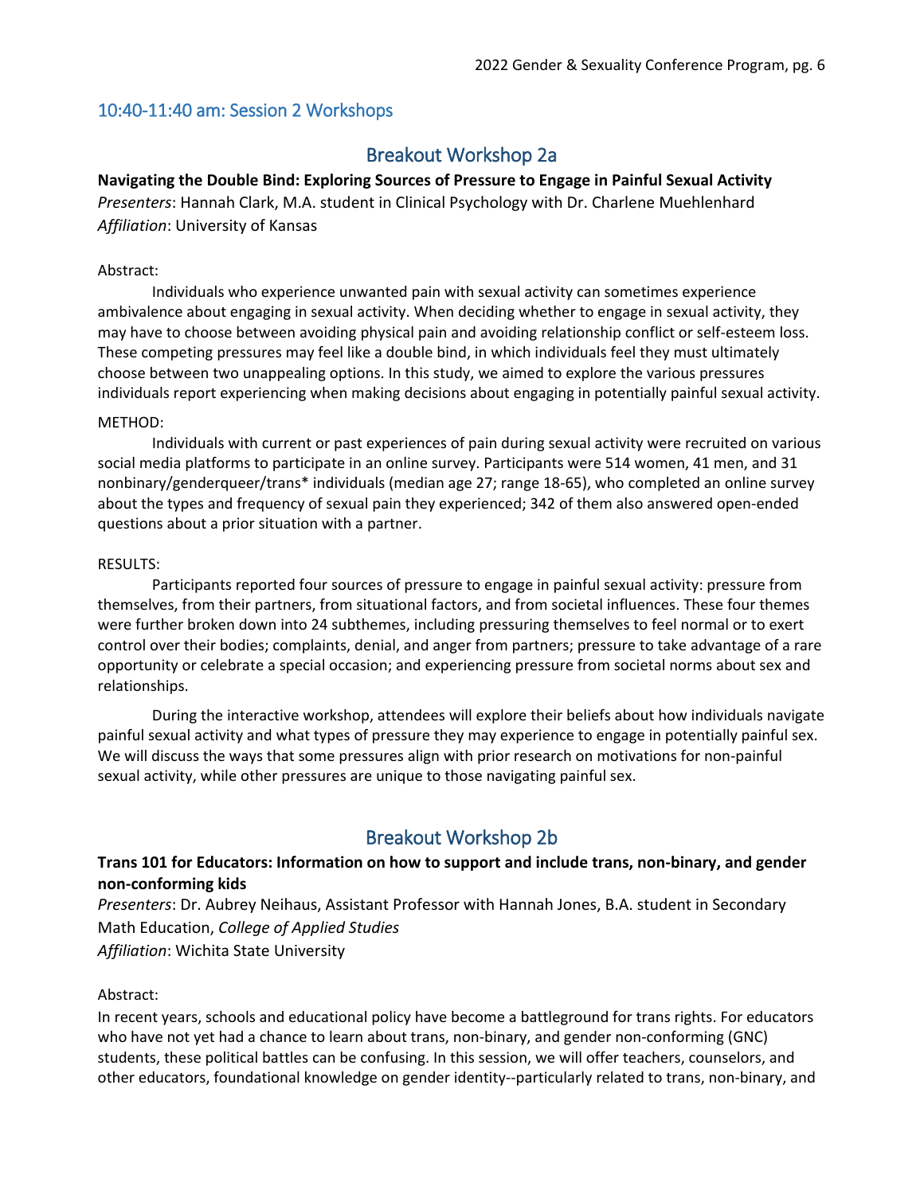## 10:40-11:40 am: Session 2 Workshops

### Breakout Workshop 2a

**Navigating the Double Bind: Exploring Sources of Pressure to Engage in Painful Sexual Activity**
*Presenters*: Hannah Clark, M.A. student in Clinical Psychology with Dr. Charlene Muehlenhard
*Affiliation*: University of Kansas

Abstract:

Individuals who experience unwanted pain with sexual activity can sometimes experience ambivalence about engaging in sexual activity. When deciding whether to engage in sexual activity, they may have to choose between avoiding physical pain and avoiding relationship conflict or self-esteem loss. These competing pressures may feel like a double bind, in which individuals feel they must ultimately choose between two unappealing options. In this study, we aimed to explore the various pressures individuals report experiencing when making decisions about engaging in potentially painful sexual activity.

METHOD:

Individuals with current or past experiences of pain during sexual activity were recruited on various social media platforms to participate in an online survey. Participants were 514 women, 41 men, and 31 nonbinary/genderqueer/trans* individuals (median age 27; range 18-65), who completed an online survey about the types and frequency of sexual pain they experienced; 342 of them also answered open-ended questions about a prior situation with a partner.

RESULTS:

Participants reported four sources of pressure to engage in painful sexual activity: pressure from themselves, from their partners, from situational factors, and from societal influences. These four themes were further broken down into 24 subthemes, including pressuring themselves to feel normal or to exert control over their bodies; complaints, denial, and anger from partners; pressure to take advantage of a rare opportunity or celebrate a special occasion; and experiencing pressure from societal norms about sex and relationships.

During the interactive workshop, attendees will explore their beliefs about how individuals navigate painful sexual activity and what types of pressure they may experience to engage in potentially painful sex. We will discuss the ways that some pressures align with prior research on motivations for non-painful sexual activity, while other pressures are unique to those navigating painful sex.

### Breakout Workshop 2b

**Trans 101 for Educators: Information on how to support and include trans, non-binary, and gender non-conforming kids**
*Presenters*: Dr. Aubrey Neihaus, Assistant Professor with Hannah Jones, B.A. student in Secondary Math Education, *College of Applied Studies*
*Affiliation*: Wichita State University

Abstract:

In recent years, schools and educational policy have become a battleground for trans rights. For educators who have not yet had a chance to learn about trans, non-binary, and gender non-conforming (GNC) students, these political battles can be confusing. In this session, we will offer teachers, counselors, and other educators, foundational knowledge on gender identity--particularly related to trans, non-binary, and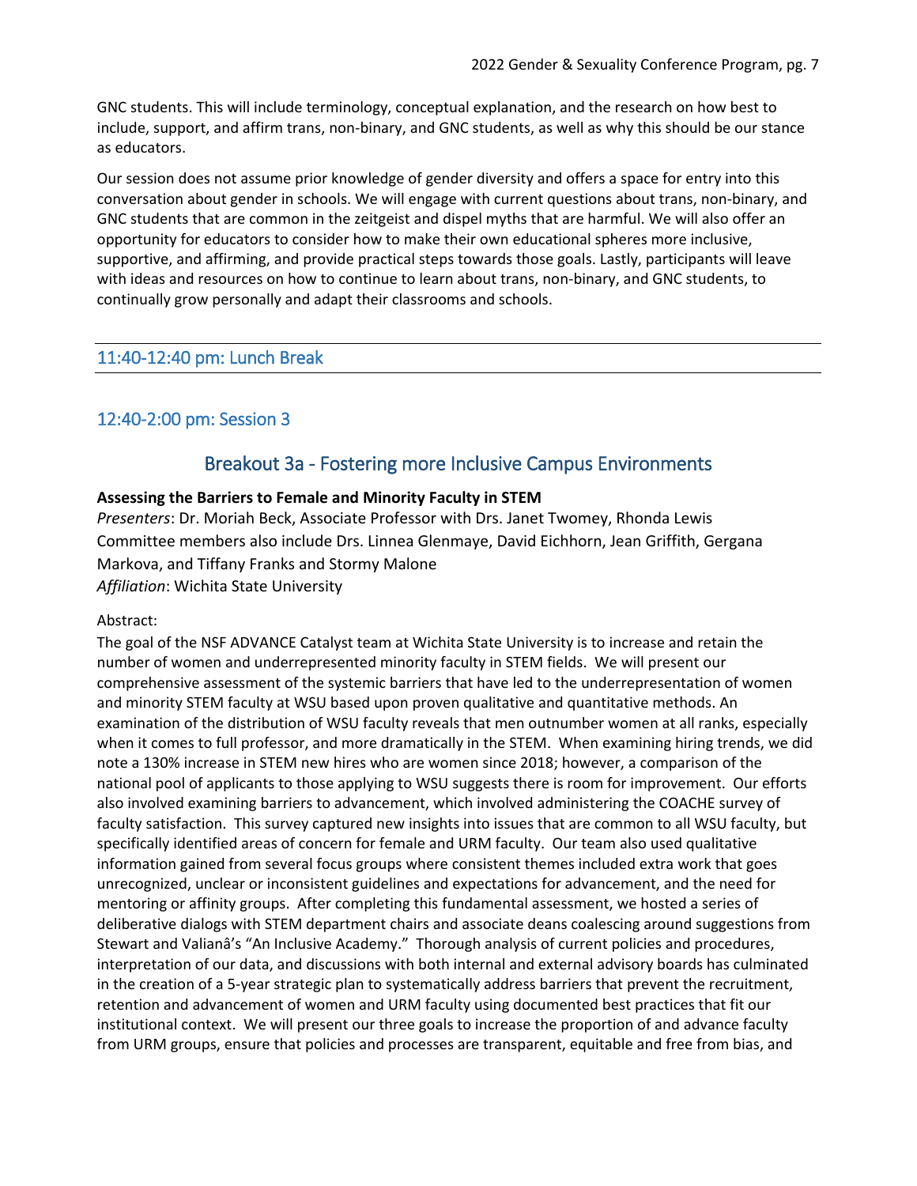GNC students. This will include terminology, conceptual explanation, and the research on how best to include, support, and affirm trans, non-binary, and GNC students, as well as why this should be our stance as educators.

Our session does not assume prior knowledge of gender diversity and offers a space for entry into this conversation about gender in schools. We will engage with current questions about trans, non-binary, and GNC students that are common in the zeitgeist and dispel myths that are harmful. We will also offer an opportunity for educators to consider how to make their own educational spheres more inclusive, supportive, and affirming, and provide practical steps towards those goals. Lastly, participants will leave with ideas and resources on how to continue to learn about trans, non-binary, and GNC students, to continually grow personally and adapt their classrooms and schools.

## 11:40-12:40 pm: Lunch Break

## 12:40-2:00 pm: Session 3

### Breakout 3a - Fostering more Inclusive Campus Environments

**Assessing the Barriers to Female and Minority Faculty in STEM**

*Presenters*: Dr. Moriah Beck, Associate Professor with Drs. Janet Twomey, Rhonda Lewis
Committee members also include Drs. Linnea Glenmaye, David Eichhorn, Jean Griffith, Gergana Markova, and Tiffany Franks and Stormy Malone
*Affiliation*: Wichita State University

Abstract:
The goal of the NSF ADVANCE Catalyst team at Wichita State University is to increase and retain the number of women and underrepresented minority faculty in STEM fields. We will present our comprehensive assessment of the systemic barriers that have led to the underrepresentation of women and minority STEM faculty at WSU based upon proven qualitative and quantitative methods. An examination of the distribution of WSU faculty reveals that men outnumber women at all ranks, especially when it comes to full professor, and more dramatically in the STEM. When examining hiring trends, we did note a 130% increase in STEM new hires who are women since 2018; however, a comparison of the national pool of applicants to those applying to WSU suggests there is room for improvement. Our efforts also involved examining barriers to advancement, which involved administering the COACHE survey of faculty satisfaction. This survey captured new insights into issues that are common to all WSU faculty, but specifically identified areas of concern for female and URM faculty. Our team also used qualitative information gained from several focus groups where consistent themes included extra work that goes unrecognized, unclear or inconsistent guidelines and expectations for advancement, and the need for mentoring or affinity groups. After completing this fundamental assessment, we hosted a series of deliberative dialogs with STEM department chairs and associate deans coalescing around suggestions from Stewart and Valianâ's "An Inclusive Academy." Thorough analysis of current policies and procedures, interpretation of our data, and discussions with both internal and external advisory boards has culminated in the creation of a 5-year strategic plan to systematically address barriers that prevent the recruitment, retention and advancement of women and URM faculty using documented best practices that fit our institutional context. We will present our three goals to increase the proportion of and advance faculty from URM groups, ensure that policies and processes are transparent, equitable and free from bias, and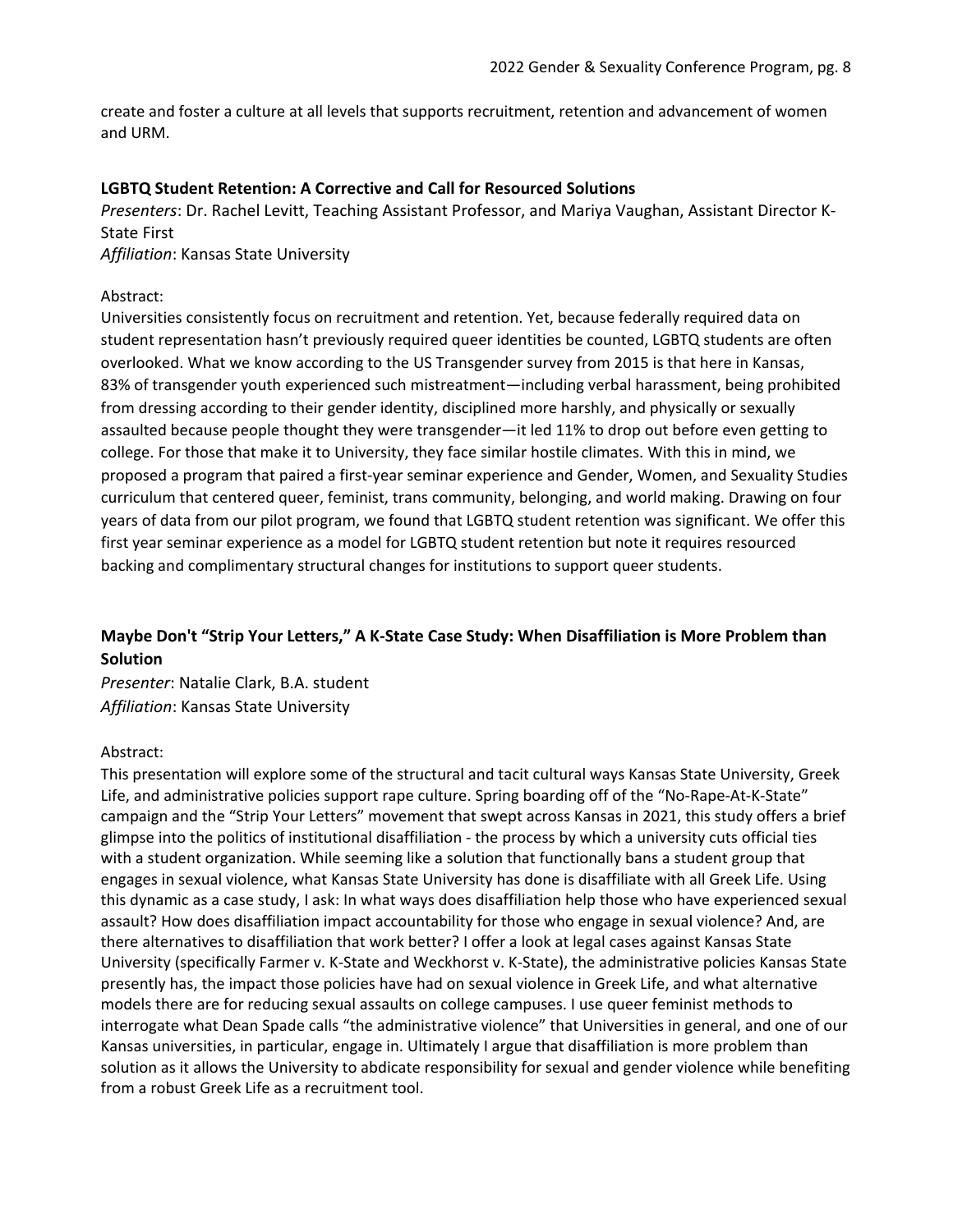create and foster a culture at all levels that supports recruitment, retention and advancement of women and URM.

### LGBTQ Student Retention: A Corrective and Call for Resourced Solutions

*Presenters*: Dr. Rachel Levitt, Teaching Assistant Professor, and Mariya Vaughan, Assistant Director K-State First
*Affiliation*: Kansas State University

Abstract:
Universities consistently focus on recruitment and retention. Yet, because federally required data on student representation hasn't previously required queer identities be counted, LGBTQ students are often overlooked. What we know according to the US Transgender survey from 2015 is that here in Kansas, 83% of transgender youth experienced such mistreatment—including verbal harassment, being prohibited from dressing according to their gender identity, disciplined more harshly, and physically or sexually assaulted because people thought they were transgender—it led 11% to drop out before even getting to college. For those that make it to University, they face similar hostile climates. With this in mind, we proposed a program that paired a first-year seminar experience and Gender, Women, and Sexuality Studies curriculum that centered queer, feminist, trans community, belonging, and world making. Drawing on four years of data from our pilot program, we found that LGBTQ student retention was significant. We offer this first year seminar experience as a model for LGBTQ student retention but note it requires resourced backing and complimentary structural changes for institutions to support queer students.

### Maybe Don't "Strip Your Letters," A K-State Case Study: When Disaffiliation is More Problem than Solution

*Presenter*: Natalie Clark, B.A. student
*Affiliation*: Kansas State University

Abstract:
This presentation will explore some of the structural and tacit cultural ways Kansas State University, Greek Life, and administrative policies support rape culture. Spring boarding off of the "No-Rape-At-K-State" campaign and the "Strip Your Letters" movement that swept across Kansas in 2021, this study offers a brief glimpse into the politics of institutional disaffiliation - the process by which a university cuts official ties with a student organization. While seeming like a solution that functionally bans a student group that engages in sexual violence, what Kansas State University has done is disaffiliate with all Greek Life. Using this dynamic as a case study, I ask: In what ways does disaffiliation help those who have experienced sexual assault? How does disaffiliation impact accountability for those who engage in sexual violence? And, are there alternatives to disaffiliation that work better? I offer a look at legal cases against Kansas State University (specifically Farmer v. K-State and Weckhorst v. K-State), the administrative policies Kansas State presently has, the impact those policies have had on sexual violence in Greek Life, and what alternative models there are for reducing sexual assaults on college campuses. I use queer feminist methods to interrogate what Dean Spade calls "the administrative violence" that Universities in general, and one of our Kansas universities, in particular, engage in. Ultimately I argue that disaffiliation is more problem than solution as it allows the University to abdicate responsibility for sexual and gender violence while benefiting from a robust Greek Life as a recruitment tool.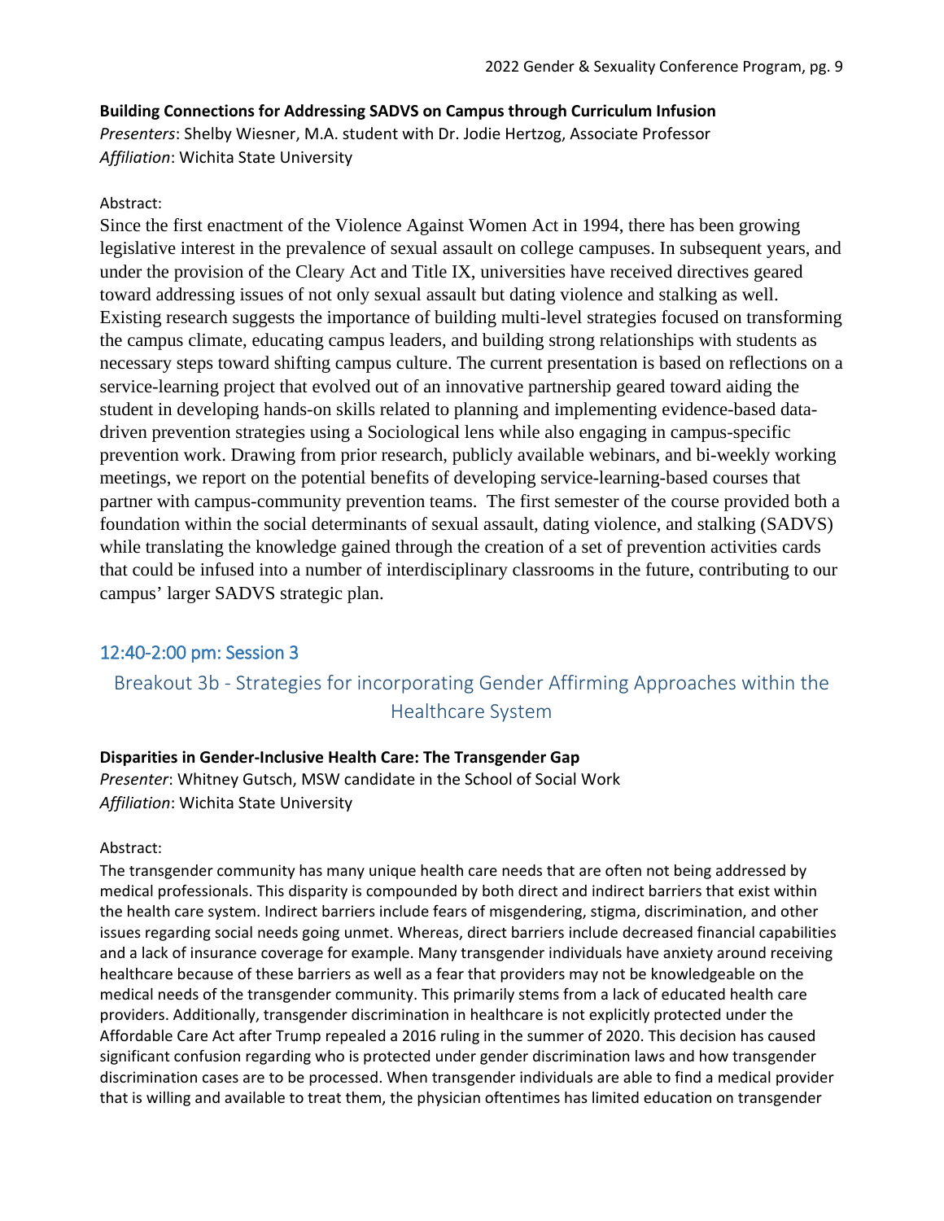**Building Connections for Addressing SADVS on Campus through Curriculum Infusion**

*Presenters*: Shelby Wiesner, M.A. student with Dr. Jodie Hertzog, Associate Professor
*Affiliation*: Wichita State University

Abstract:

Since the first enactment of the Violence Against Women Act in 1994, there has been growing legislative interest in the prevalence of sexual assault on college campuses. In subsequent years, and under the provision of the Cleary Act and Title IX, universities have received directives geared toward addressing issues of not only sexual assault but dating violence and stalking as well. Existing research suggests the importance of building multi-level strategies focused on transforming the campus climate, educating campus leaders, and building strong relationships with students as necessary steps toward shifting campus culture. The current presentation is based on reflections on a service-learning project that evolved out of an innovative partnership geared toward aiding the student in developing hands-on skills related to planning and implementing evidence-based data-driven prevention strategies using a Sociological lens while also engaging in campus-specific prevention work. Drawing from prior research, publicly available webinars, and bi-weekly working meetings, we report on the potential benefits of developing service-learning-based courses that partner with campus-community prevention teams. The first semester of the course provided both a foundation within the social determinants of sexual assault, dating violence, and stalking (SADVS) while translating the knowledge gained through the creation of a set of prevention activities cards that could be infused into a number of interdisciplinary classrooms in the future, contributing to our campus' larger SADVS strategic plan.

## 12:40-2:00 pm: Session 3

### Breakout 3b - Strategies for incorporating Gender Affirming Approaches within the Healthcare System

**Disparities in Gender-Inclusive Health Care: The Transgender Gap**

*Presenter*: Whitney Gutsch, MSW candidate in the School of Social Work
*Affiliation*: Wichita State University

Abstract:

The transgender community has many unique health care needs that are often not being addressed by medical professionals. This disparity is compounded by both direct and indirect barriers that exist within the health care system. Indirect barriers include fears of misgendering, stigma, discrimination, and other issues regarding social needs going unmet. Whereas, direct barriers include decreased financial capabilities and a lack of insurance coverage for example. Many transgender individuals have anxiety around receiving healthcare because of these barriers as well as a fear that providers may not be knowledgeable on the medical needs of the transgender community. This primarily stems from a lack of educated health care providers. Additionally, transgender discrimination in healthcare is not explicitly protected under the Affordable Care Act after Trump repealed a 2016 ruling in the summer of 2020. This decision has caused significant confusion regarding who is protected under gender discrimination laws and how transgender discrimination cases are to be processed. When transgender individuals are able to find a medical provider that is willing and available to treat them, the physician oftentimes has limited education on transgender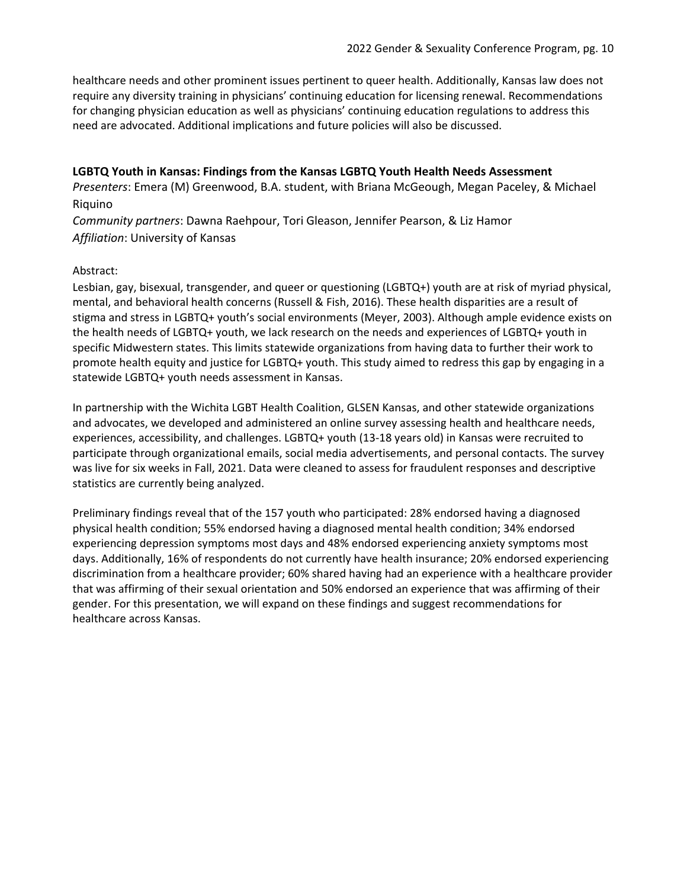healthcare needs and other prominent issues pertinent to queer health. Additionally, Kansas law does not require any diversity training in physicians' continuing education for licensing renewal. Recommendations for changing physician education as well as physicians' continuing education regulations to address this need are advocated. Additional implications and future policies will also be discussed.

**LGBTQ Youth in Kansas: Findings from the Kansas LGBTQ Youth Health Needs Assessment**

*Presenters*: Emera (M) Greenwood, B.A. student, with Briana McGeough, Megan Paceley, & Michael Riquino

*Community partners*: Dawna Raehpour, Tori Gleason, Jennifer Pearson, & Liz Hamor

*Affiliation*: University of Kansas

Abstract:

Lesbian, gay, bisexual, transgender, and queer or questioning (LGBTQ+) youth are at risk of myriad physical, mental, and behavioral health concerns (Russell & Fish, 2016). These health disparities are a result of stigma and stress in LGBTQ+ youth's social environments (Meyer, 2003). Although ample evidence exists on the health needs of LGBTQ+ youth, we lack research on the needs and experiences of LGBTQ+ youth in specific Midwestern states. This limits statewide organizations from having data to further their work to promote health equity and justice for LGBTQ+ youth. This study aimed to redress this gap by engaging in a statewide LGBTQ+ youth needs assessment in Kansas.

In partnership with the Wichita LGBT Health Coalition, GLSEN Kansas, and other statewide organizations and advocates, we developed and administered an online survey assessing health and healthcare needs, experiences, accessibility, and challenges. LGBTQ+ youth (13-18 years old) in Kansas were recruited to participate through organizational emails, social media advertisements, and personal contacts. The survey was live for six weeks in Fall, 2021. Data were cleaned to assess for fraudulent responses and descriptive statistics are currently being analyzed.

Preliminary findings reveal that of the 157 youth who participated: 28% endorsed having a diagnosed physical health condition; 55% endorsed having a diagnosed mental health condition; 34% endorsed experiencing depression symptoms most days and 48% endorsed experiencing anxiety symptoms most days. Additionally, 16% of respondents do not currently have health insurance; 20% endorsed experiencing discrimination from a healthcare provider; 60% shared having had an experience with a healthcare provider that was affirming of their sexual orientation and 50% endorsed an experience that was affirming of their gender. For this presentation, we will expand on these findings and suggest recommendations for healthcare across Kansas.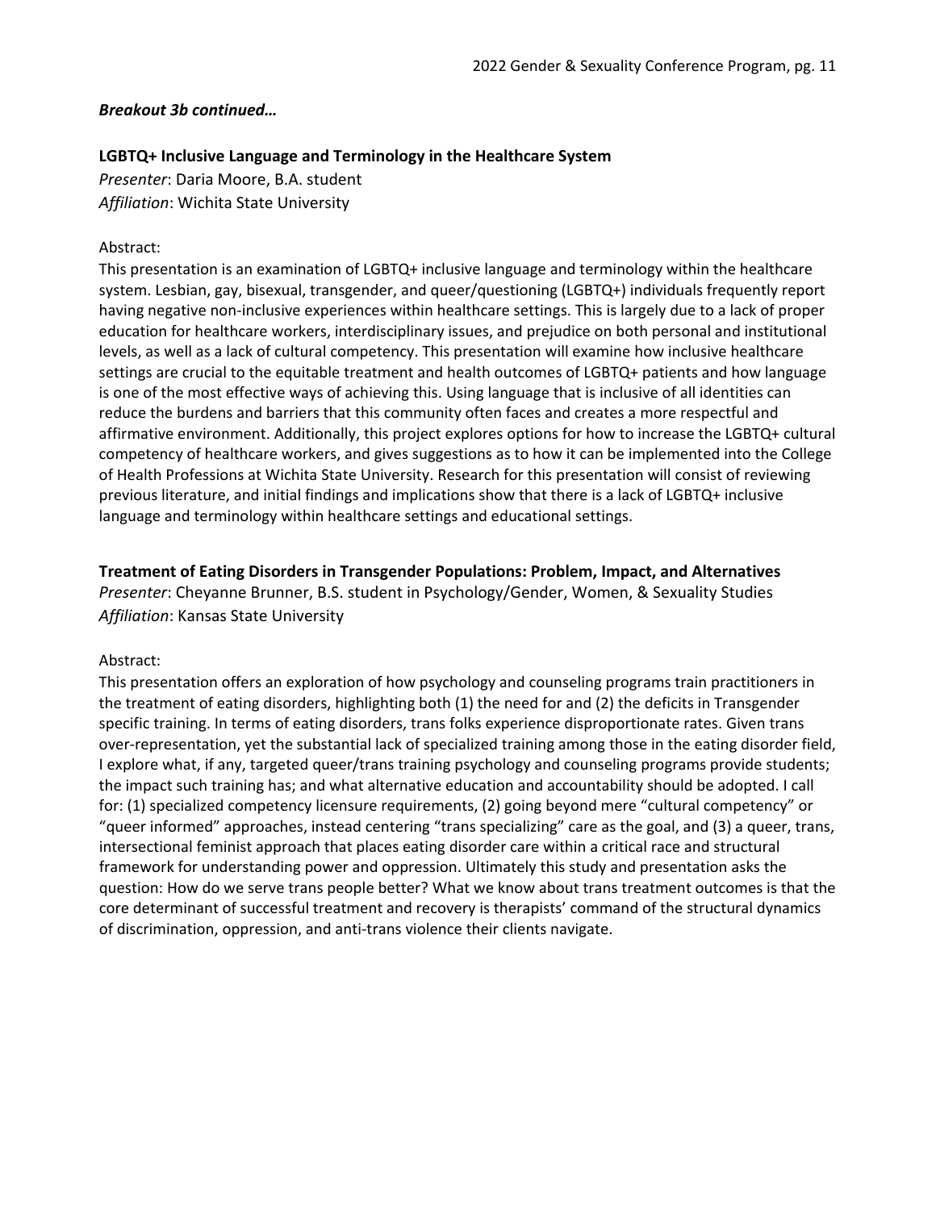*Breakout 3b continued…*

**LGBTQ+ Inclusive Language and Terminology in the Healthcare System**
*Presenter*: Daria Moore, B.A. student
*Affiliation*: Wichita State University

Abstract:
This presentation is an examination of LGBTQ+ inclusive language and terminology within the healthcare system. Lesbian, gay, bisexual, transgender, and queer/questioning (LGBTQ+) individuals frequently report having negative non-inclusive experiences within healthcare settings. This is largely due to a lack of proper education for healthcare workers, interdisciplinary issues, and prejudice on both personal and institutional levels, as well as a lack of cultural competency. This presentation will examine how inclusive healthcare settings are crucial to the equitable treatment and health outcomes of LGBTQ+ patients and how language is one of the most effective ways of achieving this. Using language that is inclusive of all identities can reduce the burdens and barriers that this community often faces and creates a more respectful and affirmative environment. Additionally, this project explores options for how to increase the LGBTQ+ cultural competency of healthcare workers, and gives suggestions as to how it can be implemented into the College of Health Professions at Wichita State University. Research for this presentation will consist of reviewing previous literature, and initial findings and implications show that there is a lack of LGBTQ+ inclusive language and terminology within healthcare settings and educational settings.

**Treatment of Eating Disorders in Transgender Populations: Problem, Impact, and Alternatives**
*Presenter*: Cheyanne Brunner, B.S. student in Psychology/Gender, Women, & Sexuality Studies
*Affiliation*: Kansas State University

Abstract:
This presentation offers an exploration of how psychology and counseling programs train practitioners in the treatment of eating disorders, highlighting both (1) the need for and (2) the deficits in Transgender specific training. In terms of eating disorders, trans folks experience disproportionate rates. Given trans over-representation, yet the substantial lack of specialized training among those in the eating disorder field, I explore what, if any, targeted queer/trans training psychology and counseling programs provide students; the impact such training has; and what alternative education and accountability should be adopted. I call for: (1) specialized competency licensure requirements, (2) going beyond mere "cultural competency" or "queer informed" approaches, instead centering "trans specializing" care as the goal, and (3) a queer, trans, intersectional feminist approach that places eating disorder care within a critical race and structural framework for understanding power and oppression. Ultimately this study and presentation asks the question: How do we serve trans people better? What we know about trans treatment outcomes is that the core determinant of successful treatment and recovery is therapists' command of the structural dynamics of discrimination, oppression, and anti-trans violence their clients navigate.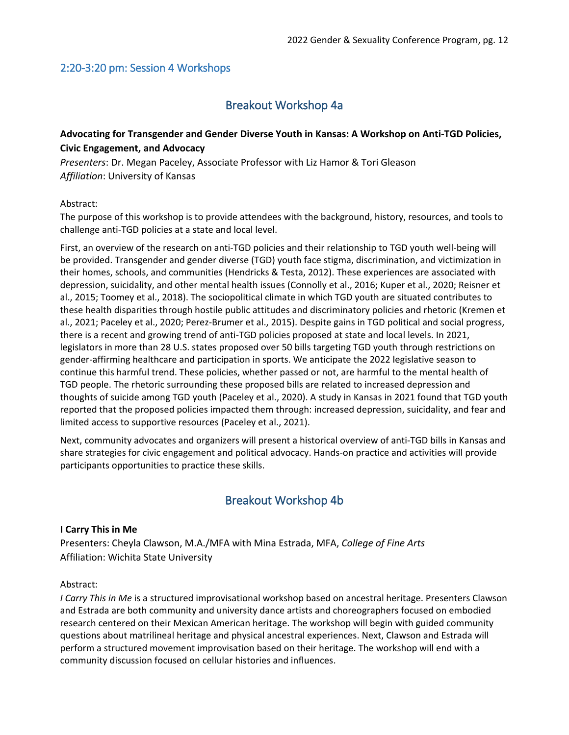## 2:20-3:20 pm: Session 4 Workshops

### Breakout Workshop 4a

**Advocating for Transgender and Gender Diverse Youth in Kansas: A Workshop on Anti-TGD Policies, Civic Engagement, and Advocacy**

*Presenters*: Dr. Megan Paceley, Associate Professor with Liz Hamor & Tori Gleason
*Affiliation*: University of Kansas

Abstract:
The purpose of this workshop is to provide attendees with the background, history, resources, and tools to challenge anti-TGD policies at a state and local level.

First, an overview of the research on anti-TGD policies and their relationship to TGD youth well-being will be provided. Transgender and gender diverse (TGD) youth face stigma, discrimination, and victimization in their homes, schools, and communities (Hendricks & Testa, 2012). These experiences are associated with depression, suicidality, and other mental health issues (Connolly et al., 2016; Kuper et al., 2020; Reisner et al., 2015; Toomey et al., 2018). The sociopolitical climate in which TGD youth are situated contributes to these health disparities through hostile public attitudes and discriminatory policies and rhetoric (Kremen et al., 2021; Paceley et al., 2020; Perez-Brumer et al., 2015). Despite gains in TGD political and social progress, there is a recent and growing trend of anti-TGD policies proposed at state and local levels. In 2021, legislators in more than 28 U.S. states proposed over 50 bills targeting TGD youth through restrictions on gender-affirming healthcare and participation in sports. We anticipate the 2022 legislative season to continue this harmful trend. These policies, whether passed or not, are harmful to the mental health of TGD people. The rhetoric surrounding these proposed bills are related to increased depression and thoughts of suicide among TGD youth (Paceley et al., 2020). A study in Kansas in 2021 found that TGD youth reported that the proposed policies impacted them through: increased depression, suicidality, and fear and limited access to supportive resources (Paceley et al., 2021).

Next, community advocates and organizers will present a historical overview of anti-TGD bills in Kansas and share strategies for civic engagement and political advocacy. Hands-on practice and activities will provide participants opportunities to practice these skills.

### Breakout Workshop 4b

**I Carry This in Me**

Presenters: Cheyla Clawson, M.A./MFA with Mina Estrada, MFA, *College of Fine Arts*
Affiliation: Wichita State University

Abstract:
*I Carry This in Me* is a structured improvisational workshop based on ancestral heritage. Presenters Clawson and Estrada are both community and university dance artists and choreographers focused on embodied research centered on their Mexican American heritage. The workshop will begin with guided community questions about matrilineal heritage and physical ancestral experiences. Next, Clawson and Estrada will perform a structured movement improvisation based on their heritage. The workshop will end with a community discussion focused on cellular histories and influences.